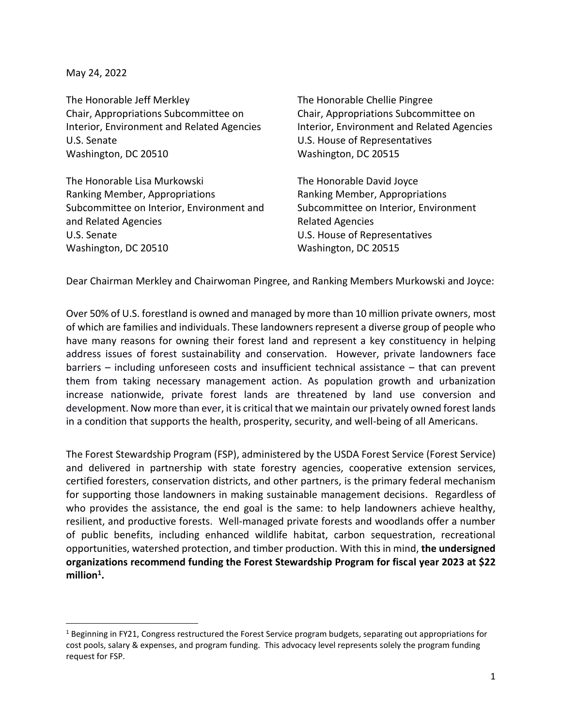May 24, 2022

The Honorable Jeff Merkley
Chair, Appropriations Subcommittee on Interior, Environment and Related Agencies
U.S. Senate
Washington, DC 20510

The Honorable Chellie Pingree
Chair, Appropriations Subcommittee on Interior, Environment and Related Agencies
U.S. House of Representatives
Washington, DC 20515

The Honorable Lisa Murkowski
Ranking Member, Appropriations Subcommittee on Interior, Environment and and Related Agencies
U.S. Senate
Washington, DC 20510

The Honorable David Joyce
Ranking Member, Appropriations Subcommittee on Interior, Environment Related Agencies
U.S. House of Representatives
Washington, DC 20515

Dear Chairman Merkley and Chairwoman Pingree, and Ranking Members Murkowski and Joyce:

Over 50% of U.S. forestland is owned and managed by more than 10 million private owners, most of which are families and individuals. These landowners represent a diverse group of people who have many reasons for owning their forest land and represent a key constituency in helping address issues of forest sustainability and conservation. However, private landowners face barriers – including unforeseen costs and insufficient technical assistance – that can prevent them from taking necessary management action. As population growth and urbanization increase nationwide, private forest lands are threatened by land use conversion and development. Now more than ever, it is critical that we maintain our privately owned forest lands in a condition that supports the health, prosperity, security, and well-being of all Americans.

The Forest Stewardship Program (FSP), administered by the USDA Forest Service (Forest Service) and delivered in partnership with state forestry agencies, cooperative extension services, certified foresters, conservation districts, and other partners, is the primary federal mechanism for supporting those landowners in making sustainable management decisions. Regardless of who provides the assistance, the end goal is the same: to help landowners achieve healthy, resilient, and productive forests. Well-managed private forests and woodlands offer a number of public benefits, including enhanced wildlife habitat, carbon sequestration, recreational opportunities, watershed protection, and timber production. With this in mind, **the undersigned organizations recommend funding the Forest Stewardship Program for fiscal year 2023 at $22 million[1].**

[1] Beginning in FY21, Congress restructured the Forest Service program budgets, separating out appropriations for cost pools, salary & expenses, and program funding. This advocacy level represents solely the program funding request for FSP.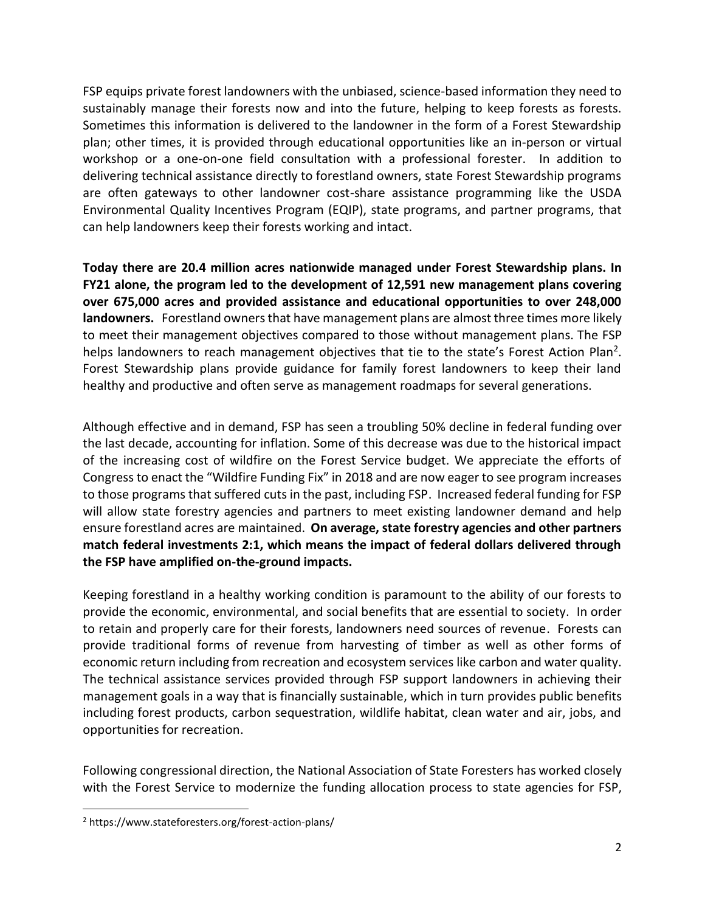FSP equips private forest landowners with the unbiased, science-based information they need to sustainably manage their forests now and into the future, helping to keep forests as forests. Sometimes this information is delivered to the landowner in the form of a Forest Stewardship plan; other times, it is provided through educational opportunities like an in-person or virtual workshop or a one-on-one field consultation with a professional forester. In addition to delivering technical assistance directly to forestland owners, state Forest Stewardship programs are often gateways to other landowner cost-share assistance programming like the USDA Environmental Quality Incentives Program (EQIP), state programs, and partner programs, that can help landowners keep their forests working and intact.

**Today there are 20.4 million acres nationwide managed under Forest Stewardship plans. In FY21 alone, the program led to the development of 12,591 new management plans covering over 675,000 acres and provided assistance and educational opportunities to over 248,000 landowners.** Forestland owners that have management plans are almost three times more likely to meet their management objectives compared to those without management plans. The FSP helps landowners to reach management objectives that tie to the state's Forest Action Plan[2]. Forest Stewardship plans provide guidance for family forest landowners to keep their land healthy and productive and often serve as management roadmaps for several generations.

Although effective and in demand, FSP has seen a troubling 50% decline in federal funding over the last decade, accounting for inflation. Some of this decrease was due to the historical impact of the increasing cost of wildfire on the Forest Service budget. We appreciate the efforts of Congress to enact the "Wildfire Funding Fix" in 2018 and are now eager to see program increases to those programs that suffered cuts in the past, including FSP. Increased federal funding for FSP will allow state forestry agencies and partners to meet existing landowner demand and help ensure forestland acres are maintained. **On average, state forestry agencies and other partners match federal investments 2:1, which means the impact of federal dollars delivered through the FSP have amplified on-the-ground impacts.**

Keeping forestland in a healthy working condition is paramount to the ability of our forests to provide the economic, environmental, and social benefits that are essential to society. In order to retain and properly care for their forests, landowners need sources of revenue. Forests can provide traditional forms of revenue from harvesting of timber as well as other forms of economic return including from recreation and ecosystem services like carbon and water quality. The technical assistance services provided through FSP support landowners in achieving their management goals in a way that is financially sustainable, which in turn provides public benefits including forest products, carbon sequestration, wildlife habitat, clean water and air, jobs, and opportunities for recreation.

Following congressional direction, the National Association of State Foresters has worked closely with the Forest Service to modernize the funding allocation process to state agencies for FSP,

[2] https://www.stateforesters.org/forest-action-plans/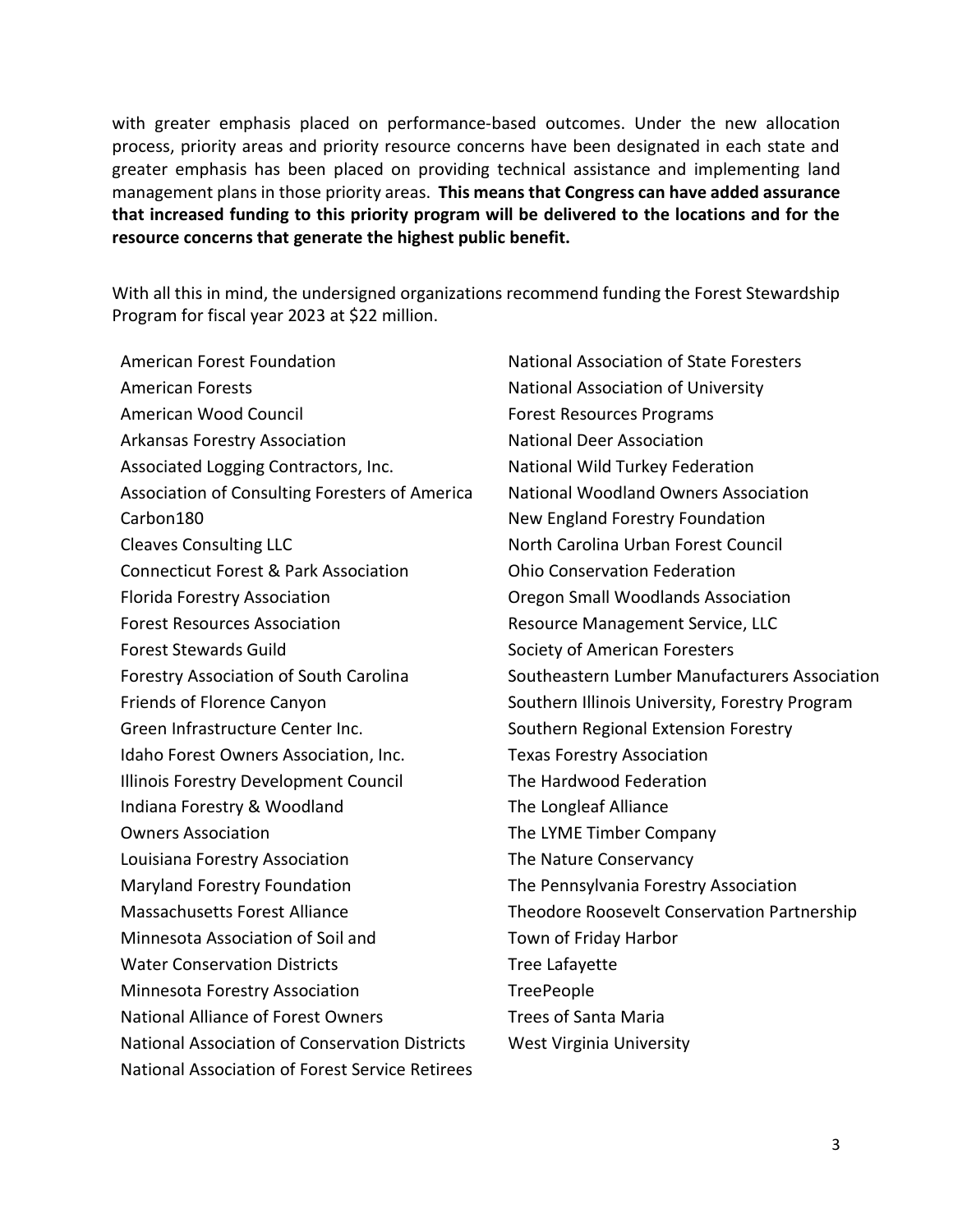with greater emphasis placed on performance-based outcomes. Under the new allocation process, priority areas and priority resource concerns have been designated in each state and greater emphasis has been placed on providing technical assistance and implementing land management plans in those priority areas. **This means that Congress can have added assurance that increased funding to this priority program will be delivered to the locations and for the resource concerns that generate the highest public benefit.**

With all this in mind, the undersigned organizations recommend funding the Forest Stewardship Program for fiscal year 2023 at $22 million.

American Forest Foundation
American Forests
American Wood Council
Arkansas Forestry Association
Associated Logging Contractors, Inc.
Association of Consulting Foresters of America
Carbon180
Cleaves Consulting LLC
Connecticut Forest & Park Association
Florida Forestry Association
Forest Resources Association
Forest Stewards Guild
Forestry Association of South Carolina
Friends of Florence Canyon
Green Infrastructure Center Inc.
Idaho Forest Owners Association, Inc.
Illinois Forestry Development Council
Indiana Forestry & Woodland Owners Association
Louisiana Forestry Association
Maryland Forestry Foundation
Massachusetts Forest Alliance
Minnesota Association of Soil and Water Conservation Districts
Minnesota Forestry Association
National Alliance of Forest Owners
National Association of Conservation Districts
National Association of Forest Service Retirees
National Association of State Foresters
National Association of University Forest Resources Programs
National Deer Association
National Wild Turkey Federation
National Woodland Owners Association
New England Forestry Foundation
North Carolina Urban Forest Council
Ohio Conservation Federation
Oregon Small Woodlands Association
Resource Management Service, LLC
Society of American Foresters
Southeastern Lumber Manufacturers Association
Southern Illinois University, Forestry Program
Southern Regional Extension Forestry
Texas Forestry Association
The Hardwood Federation
The Longleaf Alliance
The LYME Timber Company
The Nature Conservancy
The Pennsylvania Forestry Association
Theodore Roosevelt Conservation Partnership
Town of Friday Harbor
Tree Lafayette
TreePeople
Trees of Santa Maria
West Virginia University